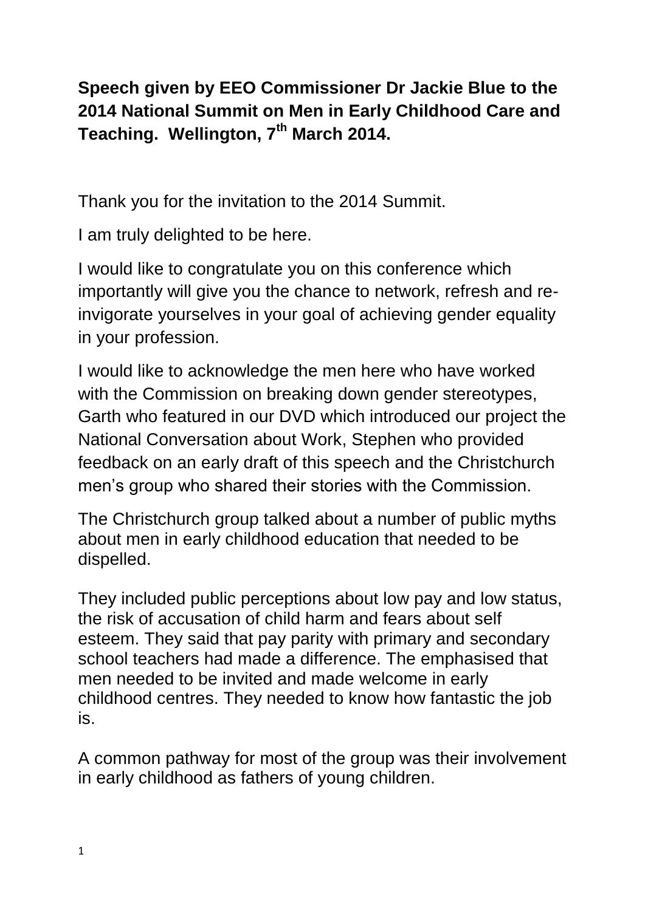**Speech given by EEO Commissioner Dr Jackie Blue to the 2014 National Summit on Men in Early Childhood Care and Teaching. Wellington, 7th March 2014.**

Thank you for the invitation to the 2014 Summit.

I am truly delighted to be here.

I would like to congratulate you on this conference which importantly will give you the chance to network, refresh and re-invigorate yourselves in your goal of achieving gender equality in your profession.

I would like to acknowledge the men here who have worked with the Commission on breaking down gender stereotypes, Garth who featured in our DVD which introduced our project the National Conversation about Work, Stephen who provided feedback on an early draft of this speech and the Christchurch men's group who shared their stories with the Commission.

The Christchurch group talked about a number of public myths about men in early childhood education that needed to be dispelled.

They included public perceptions about low pay and low status, the risk of accusation of child harm and fears about self esteem. They said that pay parity with primary and secondary school teachers had made a difference. The emphasised that men needed to be invited and made welcome in early childhood centres. They needed to know how fantastic the job is.

A common pathway for most of the group was their involvement in early childhood as fathers of young children.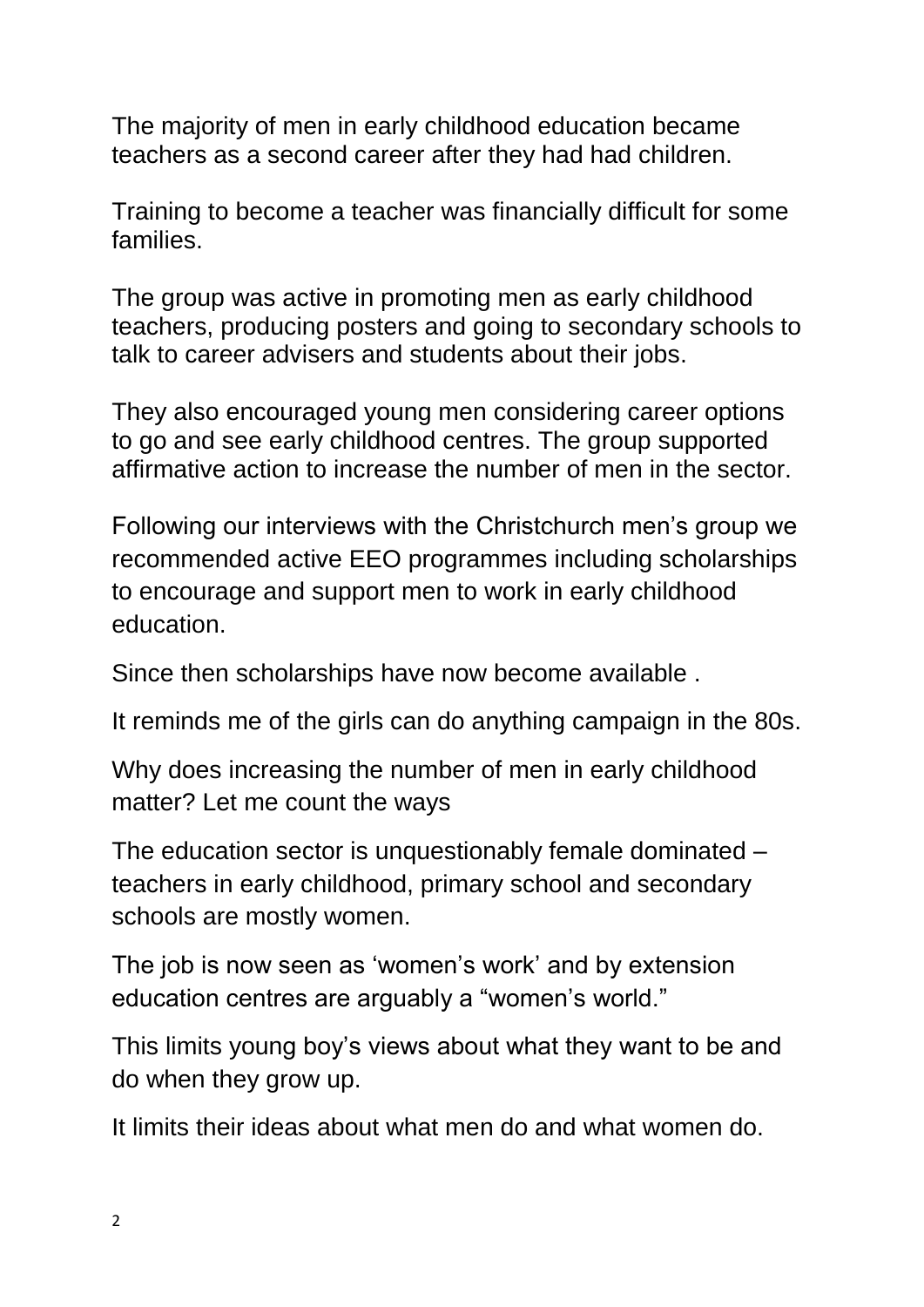The majority of men in early childhood education became teachers as a second career after they had had children.

Training to become a teacher was financially difficult for some families.

The group was active in promoting men as early childhood teachers, producing posters and going to secondary schools to talk to career advisers and students about their jobs.

They also encouraged young men considering career options to go and see early childhood centres. The group supported affirmative action to increase the number of men in the sector.

Following our interviews with the Christchurch men's group we recommended active EEO programmes including scholarships to encourage and support men to work in early childhood education.

Since then scholarships have now become available .

It reminds me of the girls can do anything campaign in the 80s.

Why does increasing the number of men in early childhood matter? Let me count the ways

The education sector is unquestionably female dominated – teachers in early childhood, primary school and secondary schools are mostly women.

The job is now seen as 'women's work' and by extension education centres are arguably a "women's world."

This limits young boy's views about what they want to be and do when they grow up.

It limits their ideas about what men do and what women do.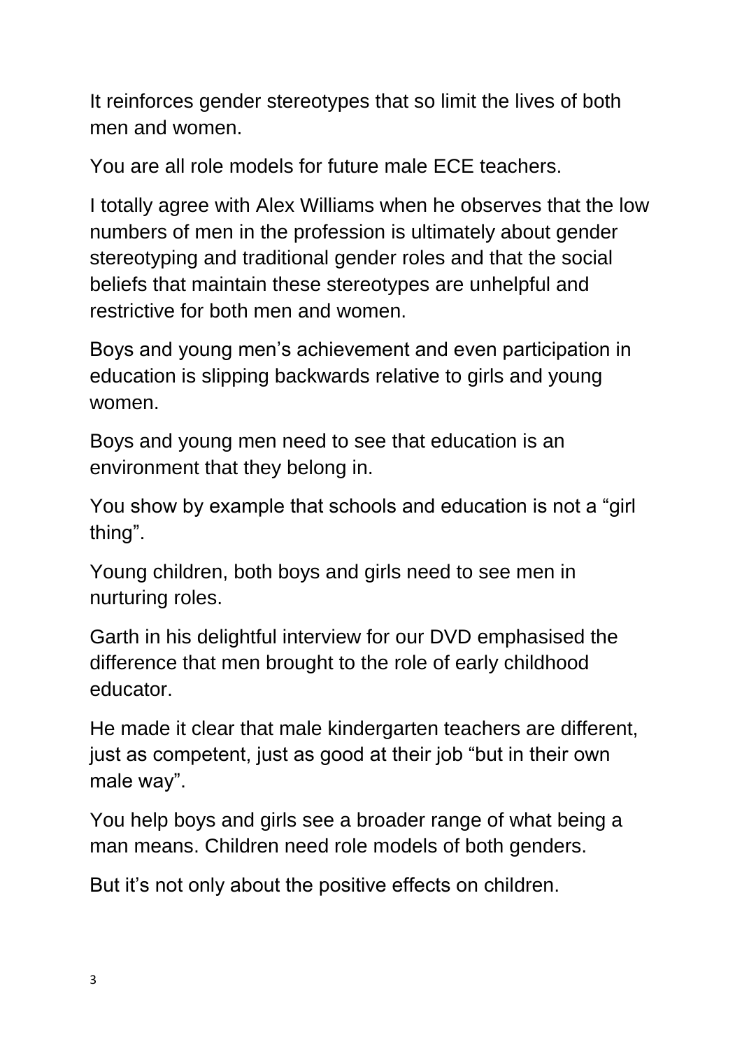It reinforces gender stereotypes that so limit the lives of both men and women.

You are all role models for future male ECE teachers.

I totally agree with Alex Williams when he observes that the low numbers of men in the profession is ultimately about gender stereotyping and traditional gender roles and that the social beliefs that maintain these stereotypes are unhelpful and restrictive for both men and women.

Boys and young men's achievement and even participation in education is slipping backwards relative to girls and young women.

Boys and young men need to see that education is an environment that they belong in.

You show by example that schools and education is not a "girl thing".

Young children, both boys and girls need to see men in nurturing roles.

Garth in his delightful interview for our DVD emphasised the difference that men brought to the role of early childhood educator.

He made it clear that male kindergarten teachers are different, just as competent, just as good at their job "but in their own male way".

You help boys and girls see a broader range of what being a man means. Children need role models of both genders.

But it's not only about the positive effects on children.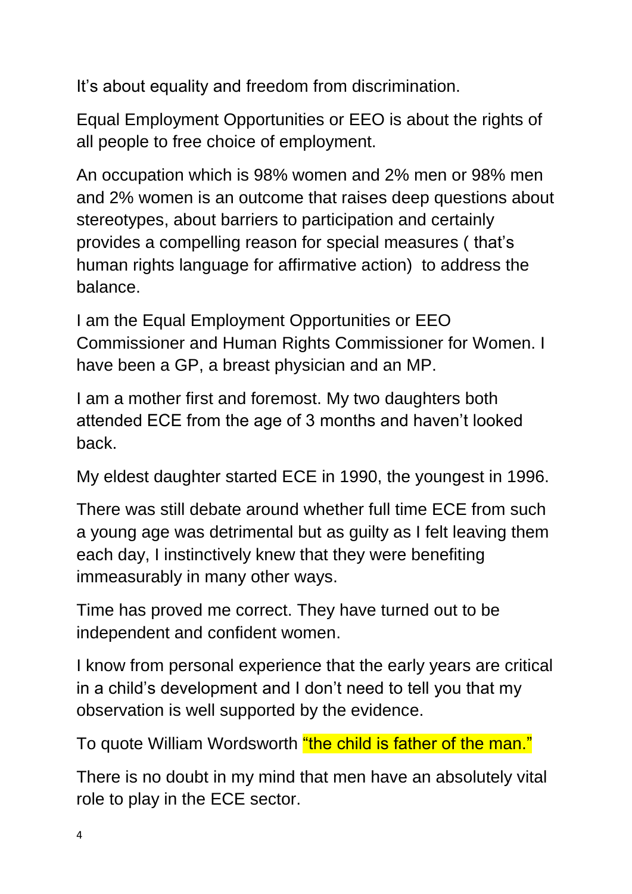It's about equality and freedom from discrimination.

Equal Employment Opportunities or EEO is about the rights of all people to free choice of employment.

An occupation which is 98% women and 2% men or 98% men and 2% women is an outcome that raises deep questions about stereotypes, about barriers to participation and certainly provides a compelling reason for special measures ( that's human rights language for affirmative action) to address the balance.

I am the Equal Employment Opportunities or EEO Commissioner and Human Rights Commissioner for Women. I have been a GP, a breast physician and an MP.

I am a mother first and foremost. My two daughters both attended ECE from the age of 3 months and haven't looked back.

My eldest daughter started ECE in 1990, the youngest in 1996.

There was still debate around whether full time ECE from such a young age was detrimental but as guilty as I felt leaving them each day, I instinctively knew that they were benefiting immeasurably in many other ways.

Time has proved me correct. They have turned out to be independent and confident women.

I know from personal experience that the early years are critical in a child's development and I don't need to tell you that my observation is well supported by the evidence.

To quote William Wordsworth "the child is father of the man."

There is no doubt in my mind that men have an absolutely vital role to play in the ECE sector.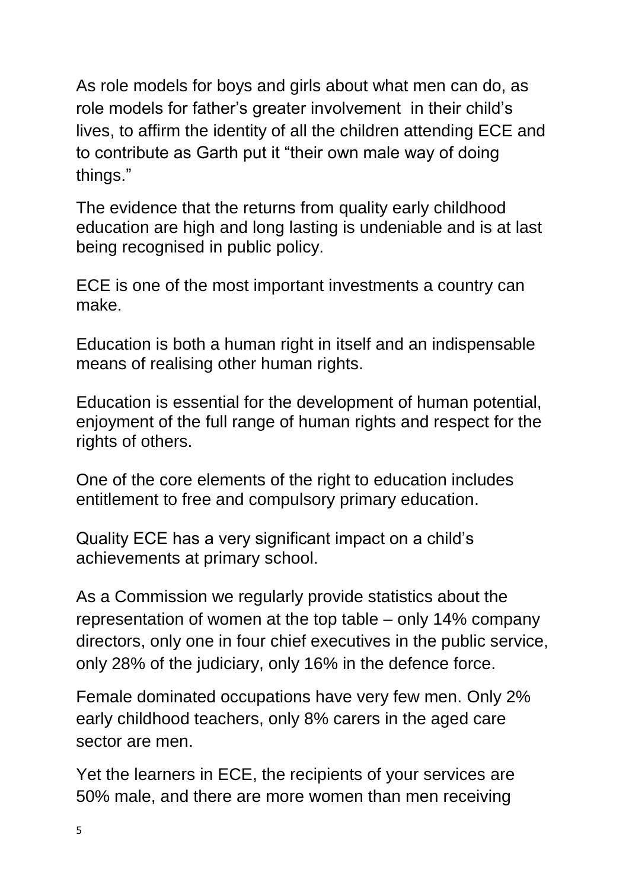As role models for boys and girls about what men can do, as role models for father's greater involvement in their child's lives, to affirm the identity of all the children attending ECE and to contribute as Garth put it "their own male way of doing things."

The evidence that the returns from quality early childhood education are high and long lasting is undeniable and is at last being recognised in public policy.

ECE is one of the most important investments a country can make.

Education is both a human right in itself and an indispensable means of realising other human rights.

Education is essential for the development of human potential, enjoyment of the full range of human rights and respect for the rights of others.

One of the core elements of the right to education includes entitlement to free and compulsory primary education.

Quality ECE has a very significant impact on a child's achievements at primary school.

As a Commission we regularly provide statistics about the representation of women at the top table – only 14% company directors, only one in four chief executives in the public service, only 28% of the judiciary, only 16% in the defence force.

Female dominated occupations have very few men. Only 2% early childhood teachers, only 8% carers in the aged care sector are men.

Yet the learners in ECE, the recipients of your services are 50% male, and there are more women than men receiving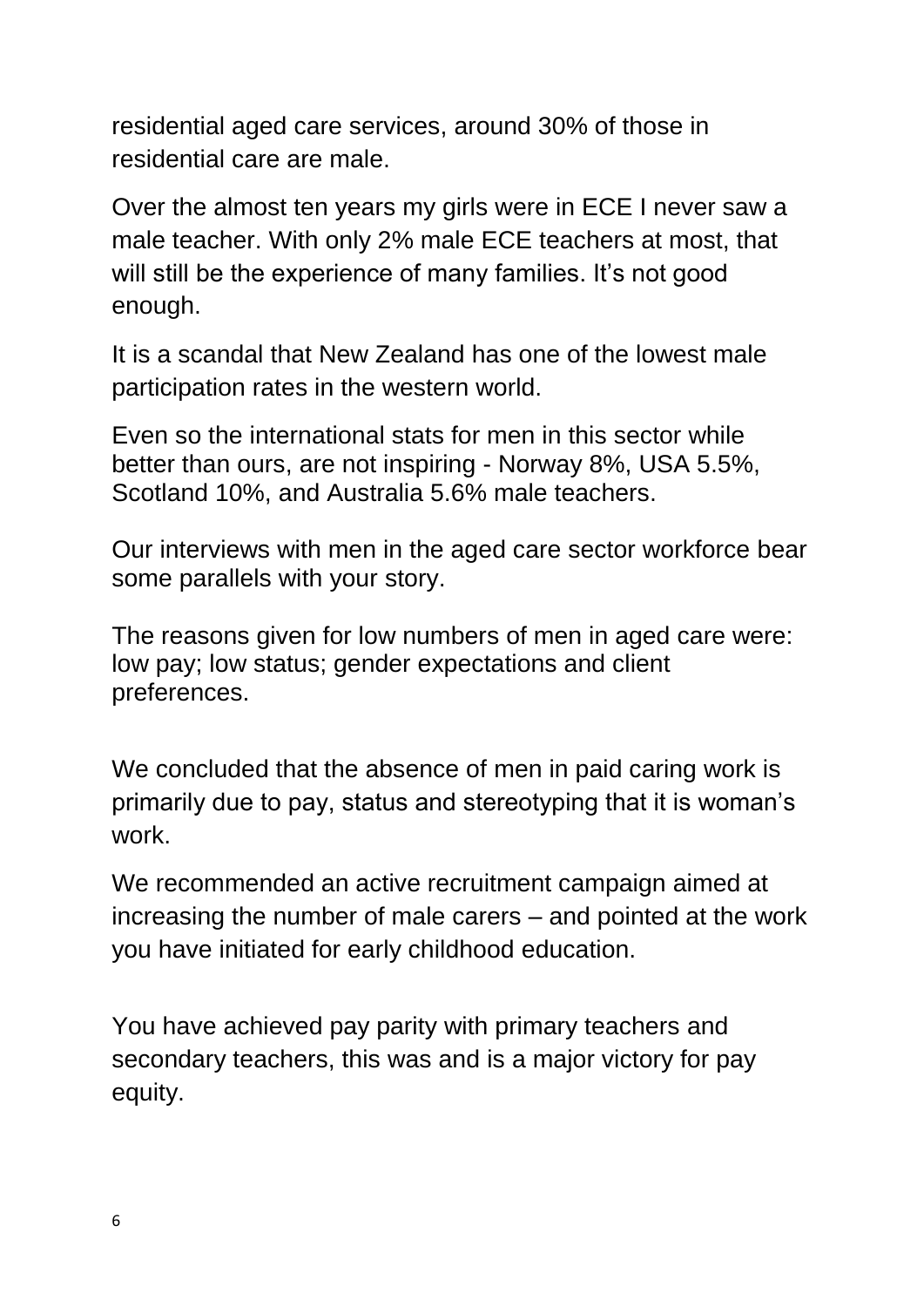residential aged care services, around 30% of those in residential care are male.

Over the almost ten years my girls were in ECE I never saw a male teacher. With only 2% male ECE teachers at most, that will still be the experience of many families. It's not good enough.

It is a scandal that New Zealand has one of the lowest male participation rates in the western world.

Even so the international stats for men in this sector while better than ours, are not inspiring - Norway 8%, USA 5.5%, Scotland 10%, and Australia 5.6% male teachers.

Our interviews with men in the aged care sector workforce bear some parallels with your story.

The reasons given for low numbers of men in aged care were: low pay; low status; gender expectations and client preferences.

We concluded that the absence of men in paid caring work is primarily due to pay, status and stereotyping that it is woman's work.

We recommended an active recruitment campaign aimed at increasing the number of male carers – and pointed at the work you have initiated for early childhood education.

You have achieved pay parity with primary teachers and secondary teachers, this was and is a major victory for pay equity.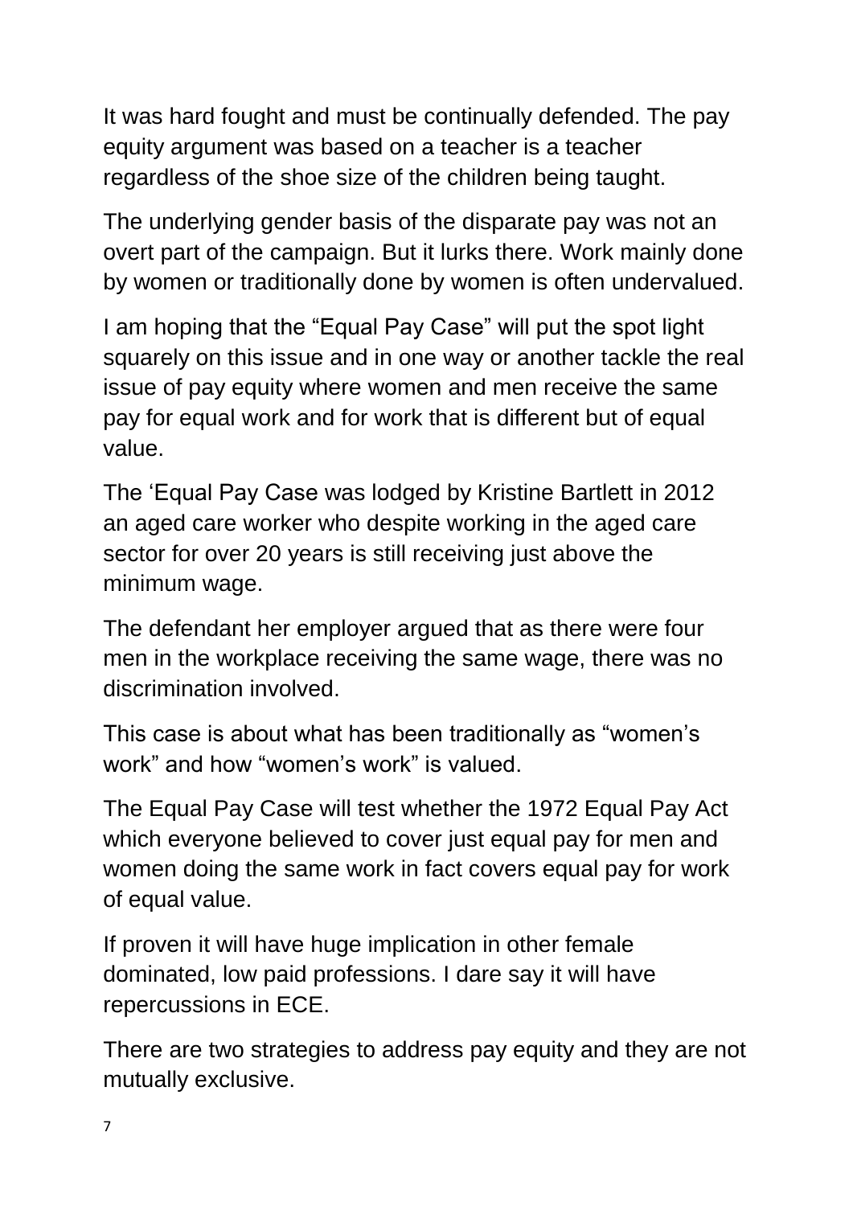It was hard fought and must be continually defended. The pay equity argument was based on a teacher is a teacher regardless of the shoe size of the children being taught.

The underlying gender basis of the disparate pay was not an overt part of the campaign. But it lurks there. Work mainly done by women or traditionally done by women is often undervalued.

I am hoping that the "Equal Pay Case" will put the spot light squarely on this issue and in one way or another tackle the real issue of pay equity where women and men receive the same pay for equal work and for work that is different but of equal value.

The 'Equal Pay Case was lodged by Kristine Bartlett in 2012 an aged care worker who despite working in the aged care sector for over 20 years is still receiving just above the minimum wage.

The defendant her employer argued that as there were four men in the workplace receiving the same wage, there was no discrimination involved.

This case is about what has been traditionally as "women's work" and how "women's work" is valued.

The Equal Pay Case will test whether the 1972 Equal Pay Act which everyone believed to cover just equal pay for men and women doing the same work in fact covers equal pay for work of equal value.

If proven it will have huge implication in other female dominated, low paid professions. I dare say it will have repercussions in ECE.

There are two strategies to address pay equity and they are not mutually exclusive.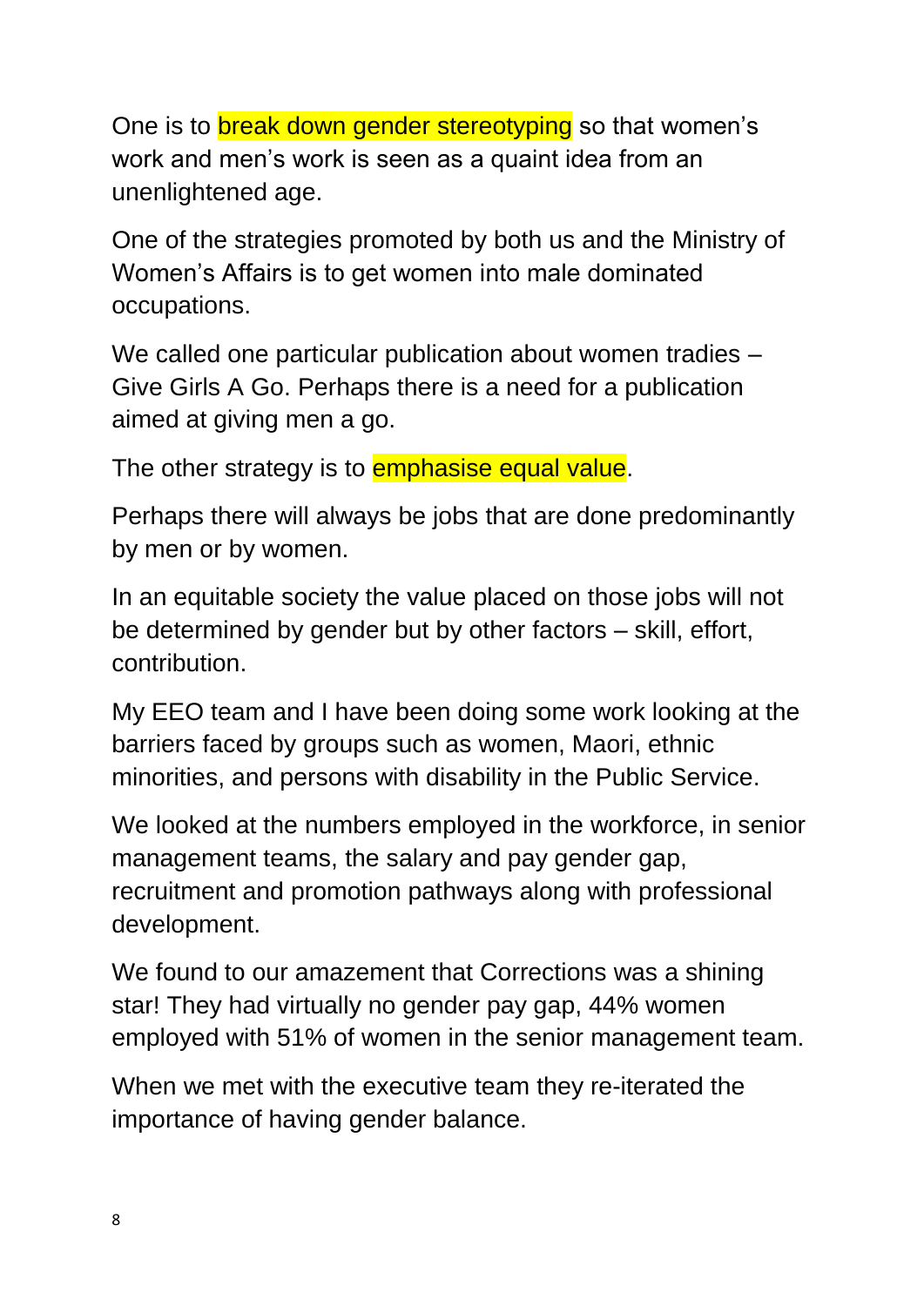One is to break down gender stereotyping so that women's work and men's work is seen as a quaint idea from an unenlightened age.

One of the strategies promoted by both us and the Ministry of Women's Affairs is to get women into male dominated occupations.

We called one particular publication about women tradies – Give Girls A Go. Perhaps there is a need for a publication aimed at giving men a go.

The other strategy is to emphasise equal value.

Perhaps there will always be jobs that are done predominantly by men or by women.

In an equitable society the value placed on those jobs will not be determined by gender but by other factors – skill, effort, contribution.

My EEO team and I have been doing some work looking at the barriers faced by groups such as women, Maori, ethnic minorities, and persons with disability in the Public Service.

We looked at the numbers employed in the workforce, in senior management teams, the salary and pay gender gap, recruitment and promotion pathways along with professional development.

We found to our amazement that Corrections was a shining star! They had virtually no gender pay gap, 44% women employed with 51% of women in the senior management team.

When we met with the executive team they re-iterated the importance of having gender balance.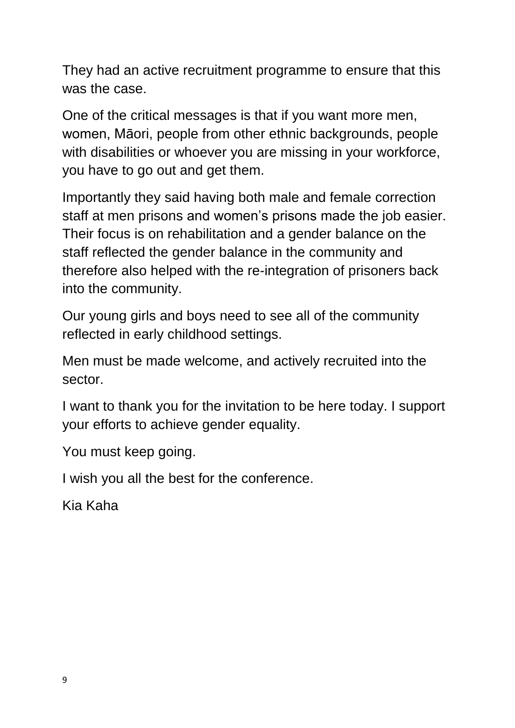They had an active recruitment programme to ensure that this was the case.

One of the critical messages is that if you want more men, women, Māori, people from other ethnic backgrounds, people with disabilities or whoever you are missing in your workforce, you have to go out and get them.

Importantly they said having both male and female correction staff at men prisons and women's prisons made the job easier. Their focus is on rehabilitation and a gender balance on the staff reflected the gender balance in the community and therefore also helped with the re-integration of prisoners back into the community.

Our young girls and boys need to see all of the community reflected in early childhood settings.

Men must be made welcome, and actively recruited into the sector.

I want to thank you for the invitation to be here today. I support your efforts to achieve gender equality.

You must keep going.

I wish you all the best for the conference.

Kia Kaha